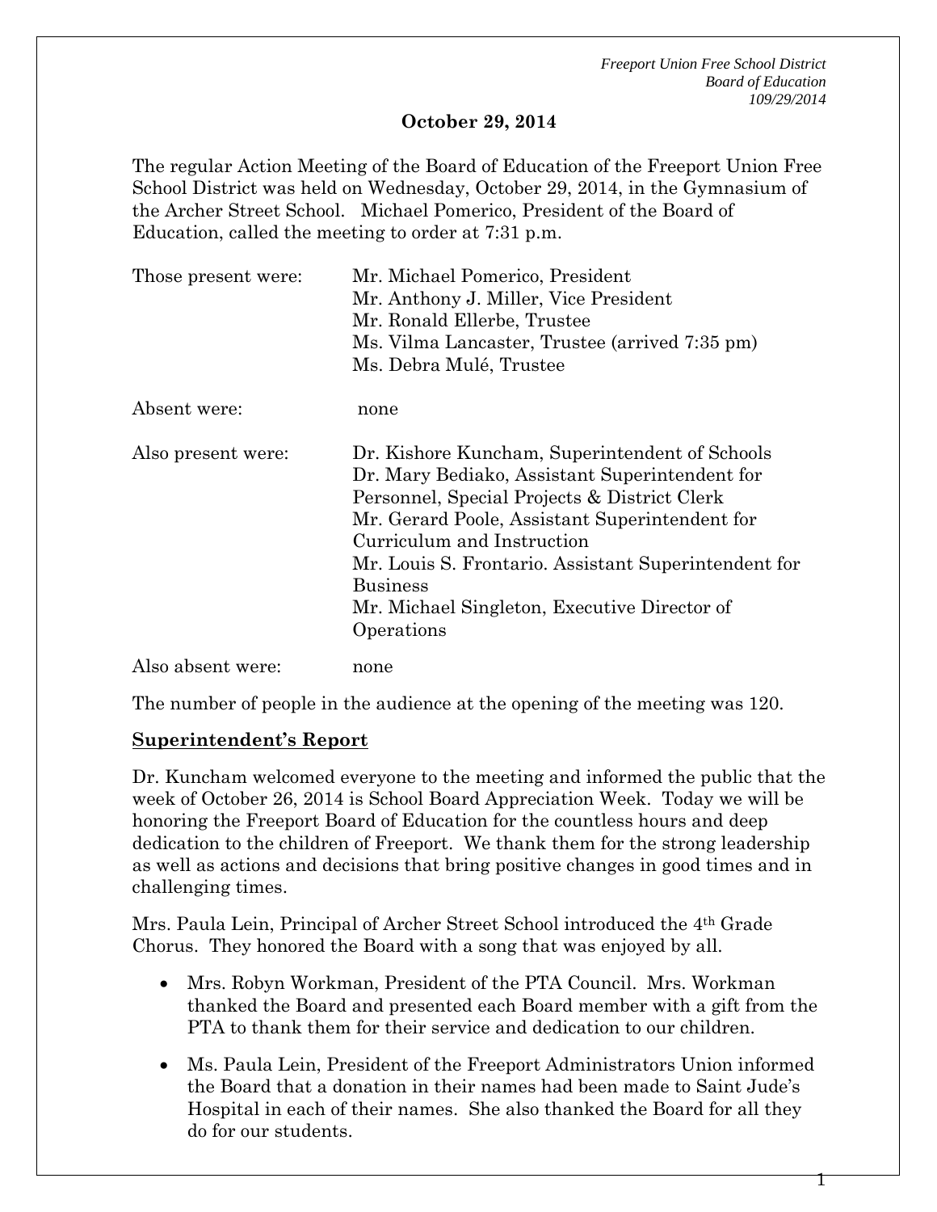**October 29, 2014**

The regular Action Meeting of the Board of Education of the Freeport Union Free School District was held on Wednesday, October 29, 2014, in the Gymnasium of the Archer Street School. Michael Pomerico, President of the Board of Education, called the meeting to order at 7:31 p.m.

| | |
|---|---|
| Those present were: | Mr. Michael Pomerico, President<br>Mr. Anthony J. Miller, Vice President<br>Mr. Ronald Ellerbe, Trustee<br>Ms. Vilma Lancaster, Trustee (arrived 7:35 pm)<br>Ms. Debra Mulé, Trustee |
| Absent were: | none |
| Also present were: | Dr. Kishore Kuncham, Superintendent of Schools<br>Dr. Mary Bediako, Assistant Superintendent for Personnel, Special Projects & District Clerk<br>Mr. Gerard Poole, Assistant Superintendent for Curriculum and Instruction<br>Mr. Louis S. Frontario. Assistant Superintendent for Business<br>Mr. Michael Singleton, Executive Director of Operations |
| Also absent were: | none |

The number of people in the audience at the opening of the meeting was 120.

**Superintendent's Report**

Dr. Kuncham welcomed everyone to the meeting and informed the public that the week of October 26, 2014 is School Board Appreciation Week. Today we will be honoring the Freeport Board of Education for the countless hours and deep dedication to the children of Freeport. We thank them for the strong leadership as well as actions and decisions that bring positive changes in good times and in challenging times.

Mrs. Paula Lein, Principal of Archer Street School introduced the 4th Grade Chorus. They honored the Board with a song that was enjoyed by all.

- Mrs. Robyn Workman, President of the PTA Council. Mrs. Workman thanked the Board and presented each Board member with a gift from the PTA to thank them for their service and dedication to our children.
- Ms. Paula Lein, President of the Freeport Administrators Union informed the Board that a donation in their names had been made to Saint Jude's Hospital in each of their names. She also thanked the Board for all they do for our students.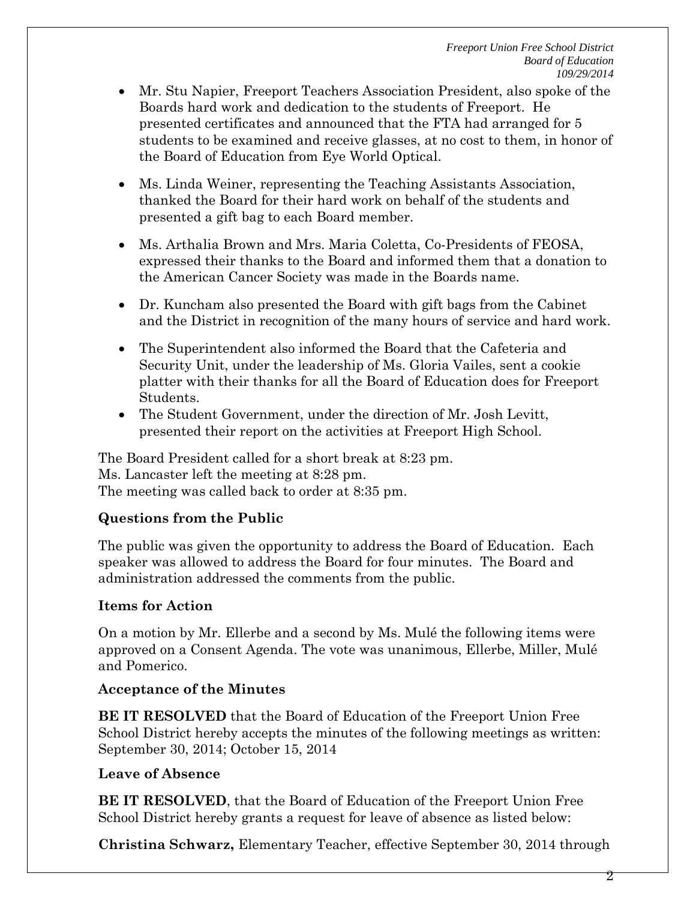- Mr. Stu Napier, Freeport Teachers Association President, also spoke of the Boards hard work and dedication to the students of Freeport. He presented certificates and announced that the FTA had arranged for 5 students to be examined and receive glasses, at no cost to them, in honor of the Board of Education from Eye World Optical.
- Ms. Linda Weiner, representing the Teaching Assistants Association, thanked the Board for their hard work on behalf of the students and presented a gift bag to each Board member.
- Ms. Arthalia Brown and Mrs. Maria Coletta, Co-Presidents of FEOSA, expressed their thanks to the Board and informed them that a donation to the American Cancer Society was made in the Boards name.
- Dr. Kuncham also presented the Board with gift bags from the Cabinet and the District in recognition of the many hours of service and hard work.
- The Superintendent also informed the Board that the Cafeteria and Security Unit, under the leadership of Ms. Gloria Vailes, sent a cookie platter with their thanks for all the Board of Education does for Freeport Students.
- The Student Government, under the direction of Mr. Josh Levitt, presented their report on the activities at Freeport High School.

The Board President called for a short break at 8:23 pm.
Ms. Lancaster left the meeting at 8:28 pm.
The meeting was called back to order at 8:35 pm.

**Questions from the Public**

The public was given the opportunity to address the Board of Education. Each speaker was allowed to address the Board for four minutes. The Board and administration addressed the comments from the public.

**Items for Action**

On a motion by Mr. Ellerbe and a second by Ms. Mulé the following items were approved on a Consent Agenda. The vote was unanimous, Ellerbe, Miller, Mulé and Pomerico.

**Acceptance of the Minutes**

**BE IT RESOLVED** that the Board of Education of the Freeport Union Free School District hereby accepts the minutes of the following meetings as written: September 30, 2014; October 15, 2014

**Leave of Absence**

**BE IT RESOLVED**, that the Board of Education of the Freeport Union Free School District hereby grants a request for leave of absence as listed below:

**Christina Schwarz,** Elementary Teacher, effective September 30, 2014 through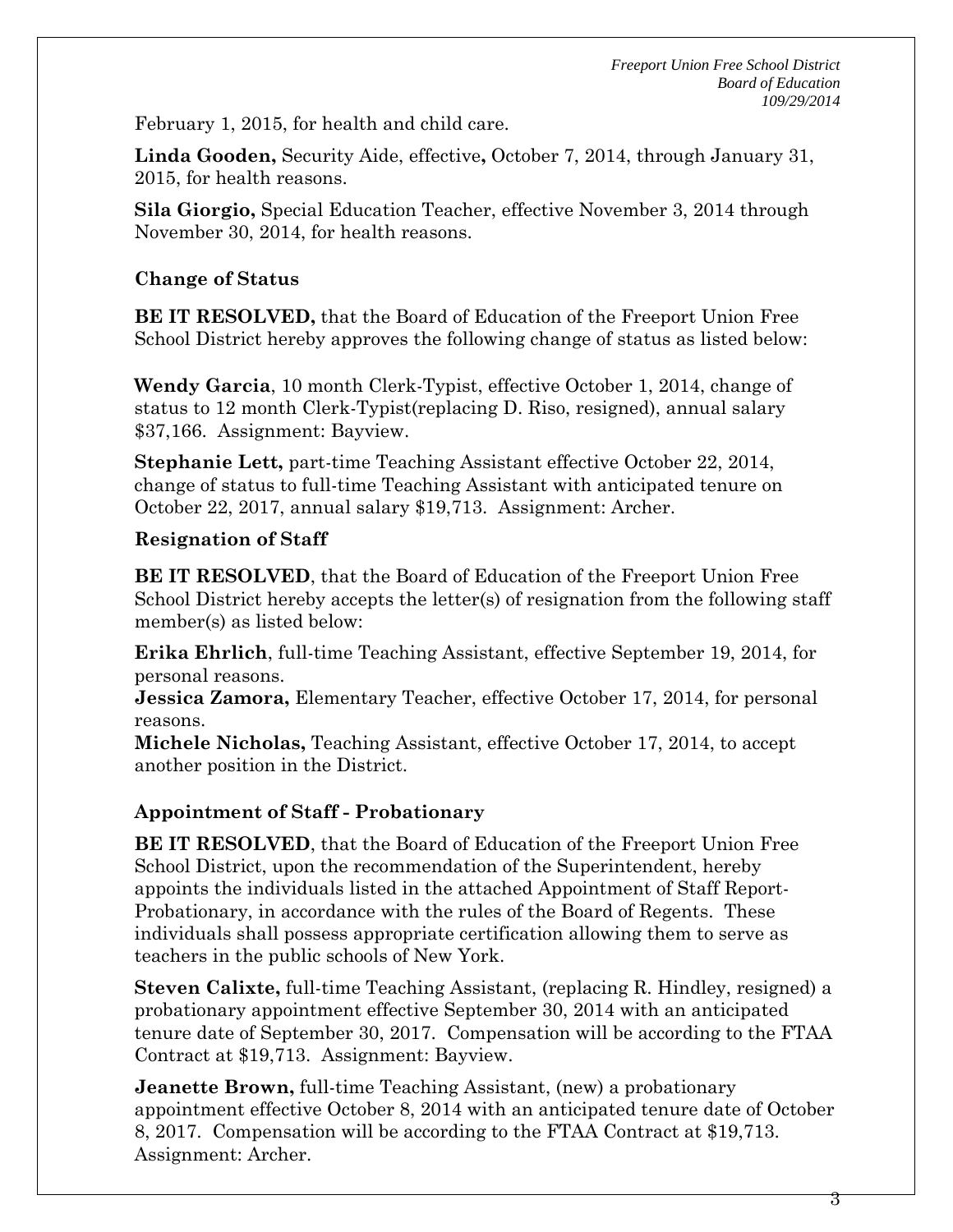February 1, 2015, for health and child care.

**Linda Gooden,** Security Aide, effective**,** October 7, 2014, through January 31, 2015, for health reasons.

**Sila Giorgio,** Special Education Teacher, effective November 3, 2014 through November 30, 2014, for health reasons.

### Change of Status

**BE IT RESOLVED,** that the Board of Education of the Freeport Union Free School District hereby approves the following change of status as listed below:

**Wendy Garcia**, 10 month Clerk-Typist, effective October 1, 2014, change of status to 12 month Clerk-Typist(replacing D. Riso, resigned), annual salary $37,166. Assignment: Bayview.

**Stephanie Lett,** part-time Teaching Assistant effective October 22, 2014, change of status to full-time Teaching Assistant with anticipated tenure on October 22, 2017, annual salary $19,713. Assignment: Archer.

### Resignation of Staff

**BE IT RESOLVED**, that the Board of Education of the Freeport Union Free School District hereby accepts the letter(s) of resignation from the following staff member(s) as listed below:

**Erika Ehrlich**, full-time Teaching Assistant, effective September 19, 2014, for personal reasons.

**Jessica Zamora,** Elementary Teacher, effective October 17, 2014, for personal reasons.

**Michele Nicholas,** Teaching Assistant, effective October 17, 2014, to accept another position in the District.

### Appointment of Staff - Probationary

**BE IT RESOLVED**, that the Board of Education of the Freeport Union Free School District, upon the recommendation of the Superintendent, hereby appoints the individuals listed in the attached Appointment of Staff Report-Probationary, in accordance with the rules of the Board of Regents. These individuals shall possess appropriate certification allowing them to serve as teachers in the public schools of New York.

**Steven Calixte,** full-time Teaching Assistant, (replacing R. Hindley, resigned) a probationary appointment effective September 30, 2014 with an anticipated tenure date of September 30, 2017. Compensation will be according to the FTAA Contract at $19,713. Assignment: Bayview.

**Jeanette Brown,** full-time Teaching Assistant, (new) a probationary appointment effective October 8, 2014 with an anticipated tenure date of October 8, 2017. Compensation will be according to the FTAA Contract at $19,713. Assignment: Archer.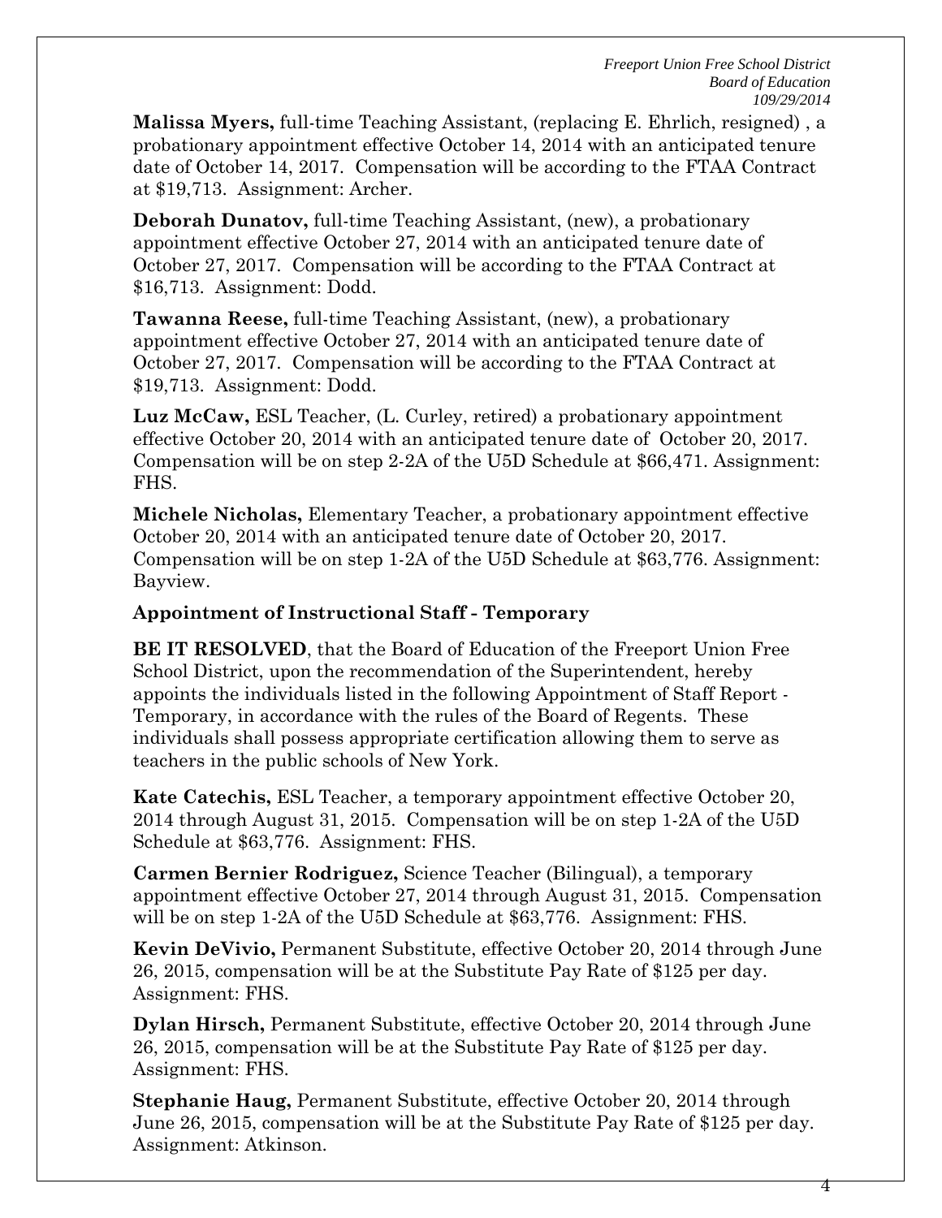**Malissa Myers,** full-time Teaching Assistant, (replacing E. Ehrlich, resigned) , a probationary appointment effective October 14, 2014 with an anticipated tenure date of October 14, 2017. Compensation will be according to the FTAA Contract at $19,713. Assignment: Archer.

**Deborah Dunatov,** full-time Teaching Assistant, (new), a probationary appointment effective October 27, 2014 with an anticipated tenure date of October 27, 2017. Compensation will be according to the FTAA Contract at $16,713. Assignment: Dodd.

**Tawanna Reese,** full-time Teaching Assistant, (new), a probationary appointment effective October 27, 2014 with an anticipated tenure date of October 27, 2017. Compensation will be according to the FTAA Contract at $19,713. Assignment: Dodd.

**Luz McCaw,** ESL Teacher, (L. Curley, retired) a probationary appointment effective October 20, 2014 with an anticipated tenure date of October 20, 2017. Compensation will be on step 2-2A of the U5D Schedule at $66,471. Assignment: FHS.

**Michele Nicholas,** Elementary Teacher, a probationary appointment effective October 20, 2014 with an anticipated tenure date of October 20, 2017. Compensation will be on step 1-2A of the U5D Schedule at $63,776. Assignment: Bayview.

### Appointment of Instructional Staff - Temporary

**BE IT RESOLVED**, that the Board of Education of the Freeport Union Free School District, upon the recommendation of the Superintendent, hereby appoints the individuals listed in the following Appointment of Staff Report - Temporary, in accordance with the rules of the Board of Regents. These individuals shall possess appropriate certification allowing them to serve as teachers in the public schools of New York.

**Kate Catechis,** ESL Teacher, a temporary appointment effective October 20, 2014 through August 31, 2015. Compensation will be on step 1-2A of the U5D Schedule at $63,776. Assignment: FHS.

**Carmen Bernier Rodriguez,** Science Teacher (Bilingual), a temporary appointment effective October 27, 2014 through August 31, 2015. Compensation will be on step 1-2A of the U5D Schedule at $63,776. Assignment: FHS.

**Kevin DeVivio,** Permanent Substitute, effective October 20, 2014 through June 26, 2015, compensation will be at the Substitute Pay Rate of $125 per day. Assignment: FHS.

**Dylan Hirsch,** Permanent Substitute, effective October 20, 2014 through June 26, 2015, compensation will be at the Substitute Pay Rate of $125 per day. Assignment: FHS.

**Stephanie Haug,** Permanent Substitute, effective October 20, 2014 through June 26, 2015, compensation will be at the Substitute Pay Rate of $125 per day. Assignment: Atkinson.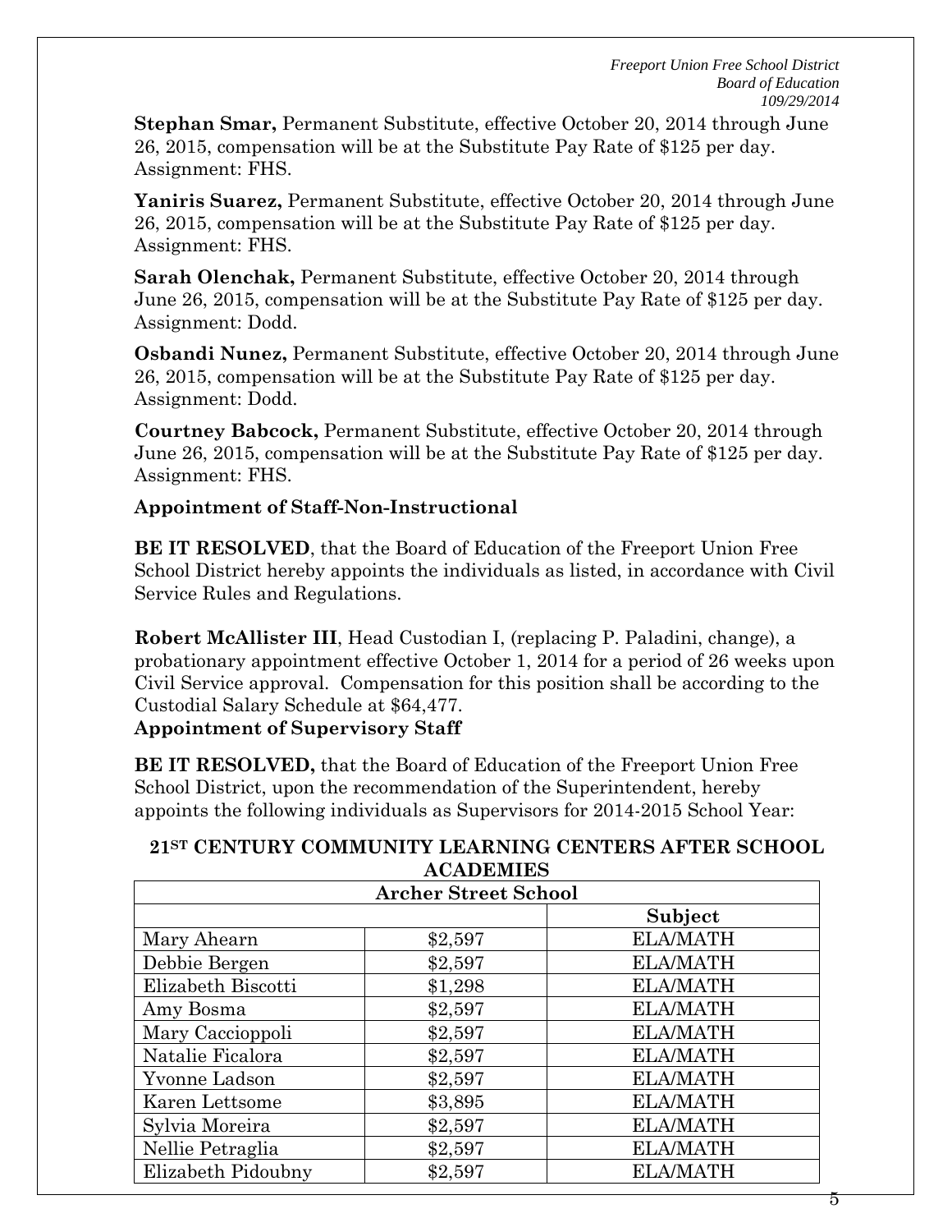**Stephan Smar,** Permanent Substitute, effective October 20, 2014 through June 26, 2015, compensation will be at the Substitute Pay Rate of $125 per day. Assignment: FHS.

**Yaniris Suarez,** Permanent Substitute, effective October 20, 2014 through June 26, 2015, compensation will be at the Substitute Pay Rate of $125 per day. Assignment: FHS.

**Sarah Olenchak,** Permanent Substitute, effective October 20, 2014 through June 26, 2015, compensation will be at the Substitute Pay Rate of $125 per day. Assignment: Dodd.

**Osbandi Nunez,** Permanent Substitute, effective October 20, 2014 through June 26, 2015, compensation will be at the Substitute Pay Rate of $125 per day. Assignment: Dodd.

**Courtney Babcock,** Permanent Substitute, effective October 20, 2014 through June 26, 2015, compensation will be at the Substitute Pay Rate of $125 per day. Assignment: FHS.

**Appointment of Staff-Non-Instructional**

**BE IT RESOLVED**, that the Board of Education of the Freeport Union Free School District hereby appoints the individuals as listed, in accordance with Civil Service Rules and Regulations.

**Robert McAllister III**, Head Custodian I, (replacing P. Paladini, change), a probationary appointment effective October 1, 2014 for a period of 26 weeks upon Civil Service approval. Compensation for this position shall be according to the Custodial Salary Schedule at $64,477.

**Appointment of Supervisory Staff**

**BE IT RESOLVED,** that the Board of Education of the Freeport Union Free School District, upon the recommendation of the Superintendent, hereby appoints the following individuals as Supervisors for 2014-2015 School Year:

**21ST CENTURY COMMUNITY LEARNING CENTERS AFTER SCHOOL ACADEMIES**

| Archer Street School | | |
|---|---|---|
| | | **Subject** |
| Mary Ahearn | $2,597 | ELA/MATH |
| Debbie Bergen | $2,597 | ELA/MATH |
| Elizabeth Biscotti | $1,298 | ELA/MATH |
| Amy Bosma | $2,597 | ELA/MATH |
| Mary Caccioppoli | $2,597 | ELA/MATH |
| Natalie Ficalora | $2,597 | ELA/MATH |
| Yvonne Ladson | $2,597 | ELA/MATH |
| Karen Lettsome | $3,895 | ELA/MATH |
| Sylvia Moreira | $2,597 | ELA/MATH |
| Nellie Petraglia | $2,597 | ELA/MATH |
| Elizabeth Pidoubny | $2,597 | ELA/MATH |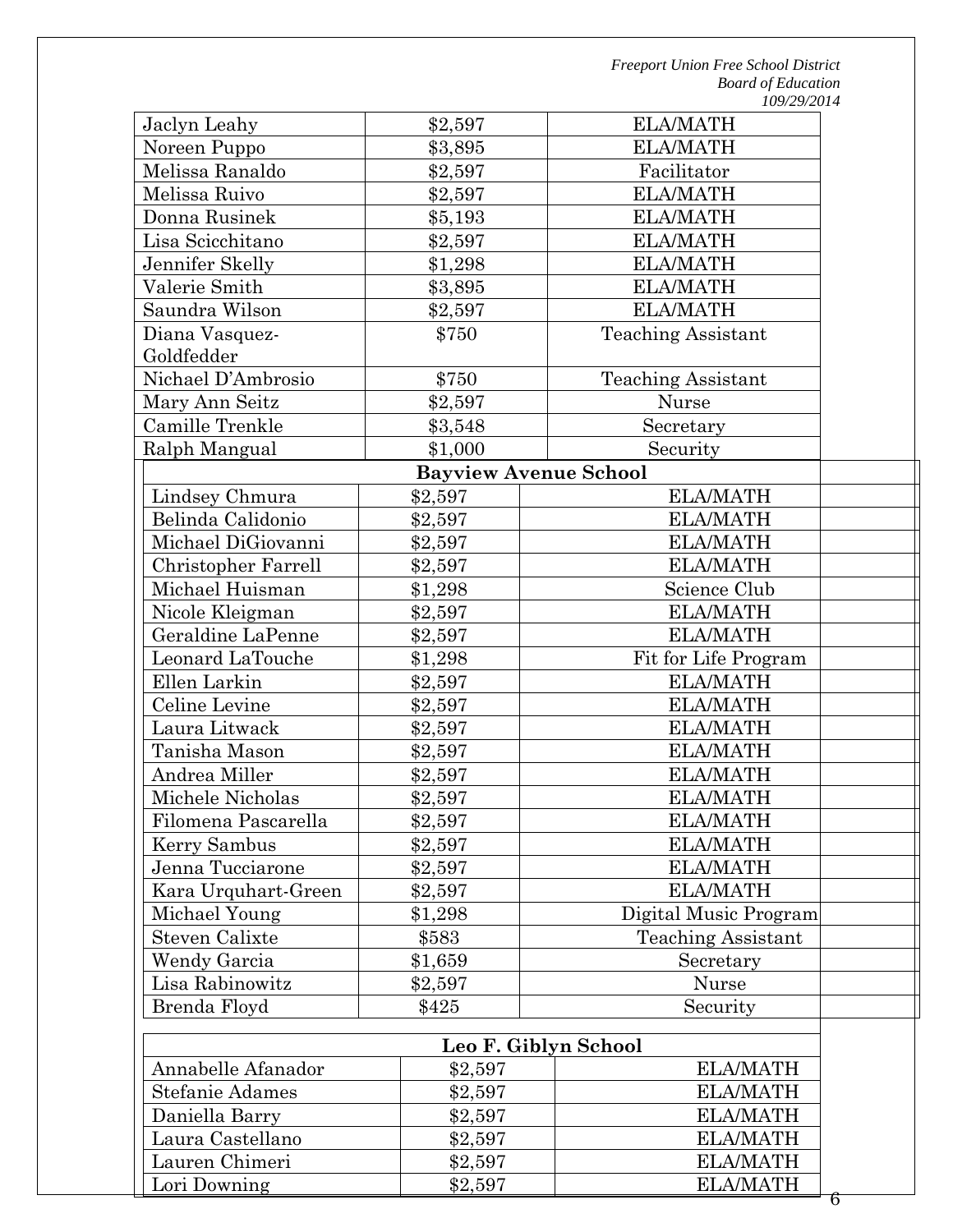| | | |
|---|---|---|
| Jaclyn Leahy | $2,597 | ELA/MATH |
| Noreen Puppo | $3,895 | ELA/MATH |
| Melissa Ranaldo | $2,597 | Facilitator |
| Melissa Ruivo | $2,597 | ELA/MATH |
| Donna Rusinek | $5,193 | ELA/MATH |
| Lisa Scicchitano | $2,597 | ELA/MATH |
| Jennifer Skelly | $1,298 | ELA/MATH |
| Valerie Smith | $3,895 | ELA/MATH |
| Saundra Wilson | $2,597 | ELA/MATH |
| Diana Vasquez-Goldfedder | $750 | Teaching Assistant |
| Nichael D'Ambrosio | $750 | Teaching Assistant |
| Mary Ann Seitz | $2,597 | Nurse |
| Camille Trenkle | $3,548 | Secretary |
| Ralph Mangual | $1,000 | Security |

| **Bayview Avenue School** | | |
|---|---|---|
| Lindsey Chmura | $2,597 | ELA/MATH |
| Belinda Calidonio | $2,597 | ELA/MATH |
| Michael DiGiovanni | $2,597 | ELA/MATH |
| Christopher Farrell | $2,597 | ELA/MATH |
| Michael Huisman | $1,298 | Science Club |
| Nicole Kleigman | $2,597 | ELA/MATH |
| Geraldine LaPenne | $2,597 | ELA/MATH |
| Leonard LaTouche | $1,298 | Fit for Life Program |
| Ellen Larkin | $2,597 | ELA/MATH |
| Celine Levine | $2,597 | ELA/MATH |
| Laura Litwack | $2,597 | ELA/MATH |
| Tanisha Mason | $2,597 | ELA/MATH |
| Andrea Miller | $2,597 | ELA/MATH |
| Michele Nicholas | $2,597 | ELA/MATH |
| Filomena Pascarella | $2,597 | ELA/MATH |
| Kerry Sambus | $2,597 | ELA/MATH |
| Jenna Tucciarone | $2,597 | ELA/MATH |
| Kara Urquhart-Green | $2,597 | ELA/MATH |
| Michael Young | $1,298 | Digital Music Program |
| Steven Calixte | $583 | Teaching Assistant |
| Wendy Garcia | $1,659 | Secretary |
| Lisa Rabinowitz | $2,597 | Nurse |
| Brenda Floyd | $425 | Security |

| **Leo F. Giblyn School** | | |
|---|---|---|
| Annabelle Afanador | $2,597 | ELA/MATH |
| Stefanie Adames | $2,597 | ELA/MATH |
| Daniella Barry | $2,597 | ELA/MATH |
| Laura Castellano | $2,597 | ELA/MATH |
| Lauren Chimeri | $2,597 | ELA/MATH |
| Lori Downing | $2,597 | ELA/MATH |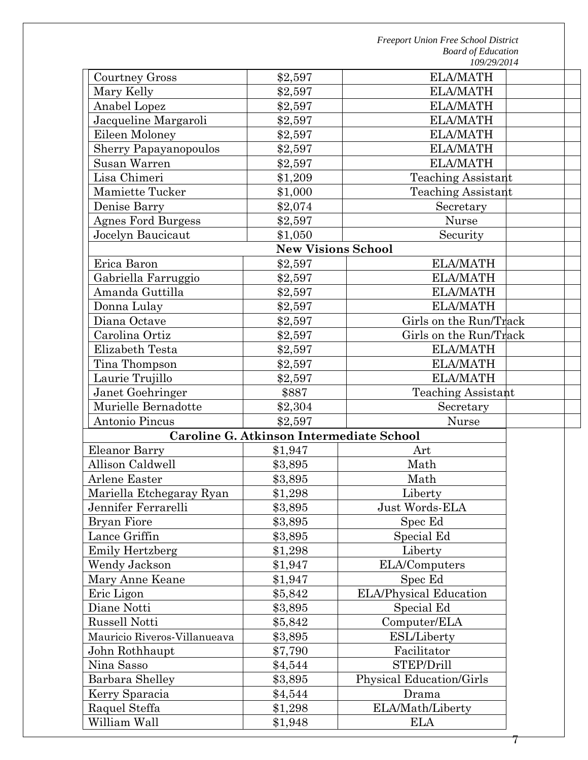| | | |
|---|---|---|
| Courtney Gross | $2,597 | ELA/MATH |
| Mary Kelly | $2,597 | ELA/MATH |
| Anabel Lopez | $2,597 | ELA/MATH |
| Jacqueline Margaroli | $2,597 | ELA/MATH |
| Eileen Moloney | $2,597 | ELA/MATH |
| Sherry Papayanopoulos | $2,597 | ELA/MATH |
| Susan Warren | $2,597 | ELA/MATH |
| Lisa Chimeri | $1,209 | Teaching Assistant |
| Mamiette Tucker | $1,000 | Teaching Assistant |
| Denise Barry | $2,074 | Secretary |
| Agnes Ford Burgess | $2,597 | Nurse |
| Jocelyn Baucicaut | $1,050 | Security |
| **New Visions School** | | |
| Erica Baron | $2,597 | ELA/MATH |
| Gabriella Farruggio | $2,597 | ELA/MATH |
| Amanda Guttilla | $2,597 | ELA/MATH |
| Donna Lulay | $2,597 | ELA/MATH |
| Diana Octave | $2,597 | Girls on the Run/Track |
| Carolina Ortiz | $2,597 | Girls on the Run/Track |
| Elizabeth Testa | $2,597 | ELA/MATH |
| Tina Thompson | $2,597 | ELA/MATH |
| Laurie Trujillo | $2,597 | ELA/MATH |
| Janet Goehringer | $887 | Teaching Assistant |
| Murielle Bernadotte | $2,304 | Secretary |
| Antonio Pincus | $2,597 | Nurse |
| **Caroline G. Atkinson Intermediate School** | | |
| Eleanor Barry | $1,947 | Art |
| Allison Caldwell | $3,895 | Math |
| Arlene Easter | $3,895 | Math |
| Mariella Etchegaray Ryan | $1,298 | Liberty |
| Jennifer Ferrarelli | $3,895 | Just Words-ELA |
| Bryan Fiore | $3,895 | Spec Ed |
| Lance Griffin | $3,895 | Special Ed |
| Emily Hertzberg | $1,298 | Liberty |
| Wendy Jackson | $1,947 | ELA/Computers |
| Mary Anne Keane | $1,947 | Spec Ed |
| Eric Ligon | $5,842 | ELA/Physical Education |
| Diane Notti | $3,895 | Special Ed |
| Russell Notti | $5,842 | Computer/ELA |
| Mauricio Riveros-Villanueava | $3,895 | ESL/Liberty |
| John Rothhaupt | $7,790 | Facilitator |
| Nina Sasso | $4,544 | STEP/Drill |
| Barbara Shelley | $3,895 | Physical Education/Girls |
| Kerry Sparacia | $4,544 | Drama |
| Raquel Steffa | $1,298 | ELA/Math/Liberty |
| William Wall | $1,948 | ELA |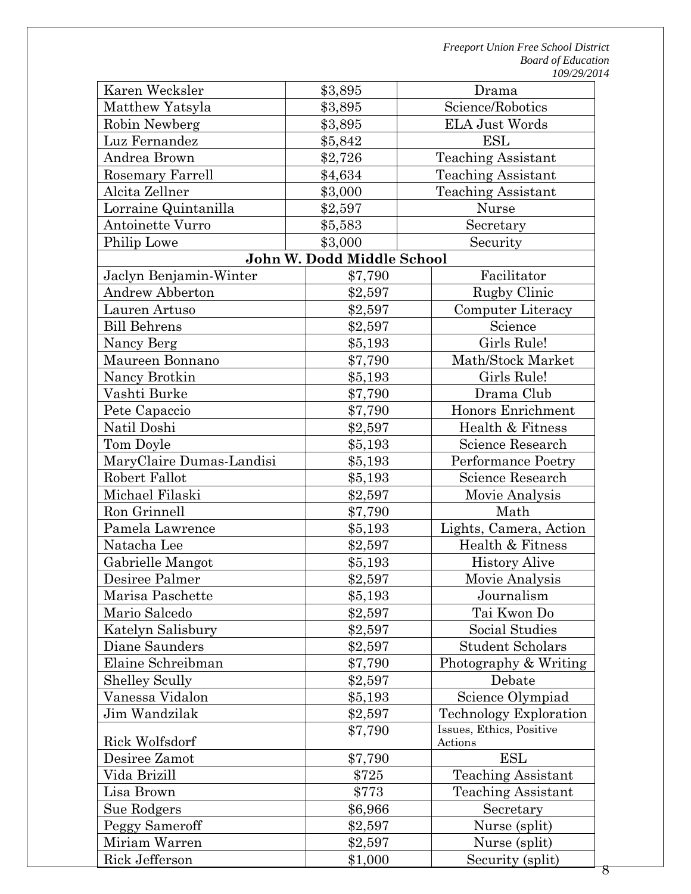| | | |
|---|---|---|
| Karen Wecksler | $3,895 | Drama |
| Matthew Yatsyla | $3,895 | Science/Robotics |
| Robin Newberg | $3,895 | ELA Just Words |
| Luz Fernandez | $5,842 | ESL |
| Andrea Brown | $2,726 | Teaching Assistant |
| Rosemary Farrell | $4,634 | Teaching Assistant |
| Alcita Zellner | $3,000 | Teaching Assistant |
| Lorraine Quintanilla | $2,597 | Nurse |
| Antoinette Vurro | $5,583 | Secretary |
| Philip Lowe | $3,000 | Security |
| **John W. Dodd Middle School** | | |
| Jaclyn Benjamin-Winter | $7,790 | Facilitator |
| Andrew Abberton | $2,597 | Rugby Clinic |
| Lauren Artuso | $2,597 | Computer Literacy |
| Bill Behrens | $2,597 | Science |
| Nancy Berg | $5,193 | Girls Rule! |
| Maureen Bonnano | $7,790 | Math/Stock Market |
| Nancy Brotkin | $5,193 | Girls Rule! |
| Vashti Burke | $7,790 | Drama Club |
| Pete Capaccio | $7,790 | Honors Enrichment |
| Natil Doshi | $2,597 | Health & Fitness |
| Tom Doyle | $5,193 | Science Research |
| MaryClaire Dumas-Landisi | $5,193 | Performance Poetry |
| Robert Fallot | $5,193 | Science Research |
| Michael Filaski | $2,597 | Movie Analysis |
| Ron Grinnell | $7,790 | Math |
| Pamela Lawrence | $5,193 | Lights, Camera, Action |
| Natacha Lee | $2,597 | Health & Fitness |
| Gabrielle Mangot | $5,193 | History Alive |
| Desiree Palmer | $2,597 | Movie Analysis |
| Marisa Paschette | $5,193 | Journalism |
| Mario Salcedo | $2,597 | Tai Kwon Do |
| Katelyn Salisbury | $2,597 | Social Studies |
| Diane Saunders | $2,597 | Student Scholars |
| Elaine Schreibman | $7,790 | Photography & Writing |
| Shelley Scully | $2,597 | Debate |
| Vanessa Vidalon | $5,193 | Science Olympiad |
| Jim Wandzilak | $2,597 | Technology Exploration |
| Rick Wolfsdorf | $7,790 | Issues, Ethics, Positive Actions |
| Desiree Zamot | $7,790 | ESL |
| Vida Brizill | $725 | Teaching Assistant |
| Lisa Brown | $773 | Teaching Assistant |
| Sue Rodgers | $6,966 | Secretary |
| Peggy Sameroff | $2,597 | Nurse (split) |
| Miriam Warren | $2,597 | Nurse (split) |
| Rick Jefferson | $1,000 | Security (split) |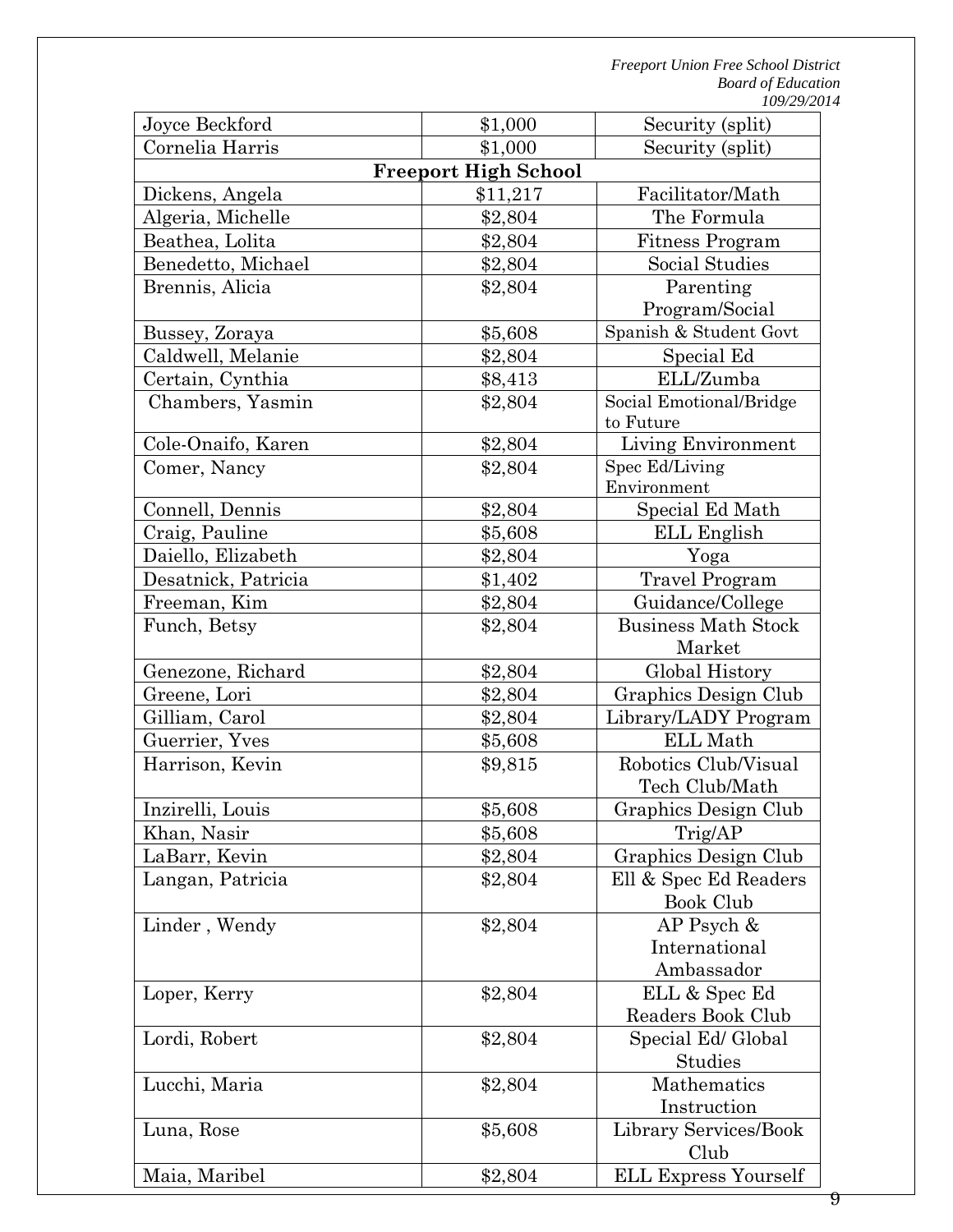| | | |
|---|---|---|
| Joyce Beckford | $1,000 | Security (split) |
| Cornelia Harris | $1,000 | Security (split) |
| **Freeport High School** | | |
| Dickens, Angela | $11,217 | Facilitator/Math |
| Algeria, Michelle | $2,804 | The Formula |
| Beathea, Lolita | $2,804 | Fitness Program |
| Benedetto, Michael | $2,804 | Social Studies |
| Brennis, Alicia | $2,804 | Parenting Program/Social |
| Bussey, Zoraya | $5,608 | Spanish & Student Govt |
| Caldwell, Melanie | $2,804 | Special Ed |
| Certain, Cynthia | $8,413 | ELL/Zumba |
| Chambers, Yasmin | $2,804 | Social Emotional/Bridge to Future |
| Cole-Onaifo, Karen | $2,804 | Living Environment |
| Comer, Nancy | $2,804 | Spec Ed/Living Environment |
| Connell, Dennis | $2,804 | Special Ed Math |
| Craig, Pauline | $5,608 | ELL English |
| Daiello, Elizabeth | $2,804 | Yoga |
| Desatnick, Patricia | $1,402 | Travel Program |
| Freeman, Kim | $2,804 | Guidance/College |
| Funch, Betsy | $2,804 | Business Math Stock Market |
| Genezone, Richard | $2,804 | Global History |
| Greene, Lori | $2,804 | Graphics Design Club |
| Gilliam, Carol | $2,804 | Library/LADY Program |
| Guerrier, Yves | $5,608 | ELL Math |
| Harrison, Kevin | $9,815 | Robotics Club/Visual Tech Club/Math |
| Inzirelli, Louis | $5,608 | Graphics Design Club |
| Khan, Nasir | $5,608 | Trig/AP |
| LaBarr, Kevin | $2,804 | Graphics Design Club |
| Langan, Patricia | $2,804 | Ell & Spec Ed Readers Book Club |
| Linder , Wendy | $2,804 | AP Psych & International Ambassador |
| Loper, Kerry | $2,804 | ELL & Spec Ed Readers Book Club |
| Lordi, Robert | $2,804 | Special Ed/ Global Studies |
| Lucchi, Maria | $2,804 | Mathematics Instruction |
| Luna, Rose | $5,608 | Library Services/Book Club |
| Maia, Maribel | $2,804 | ELL Express Yourself |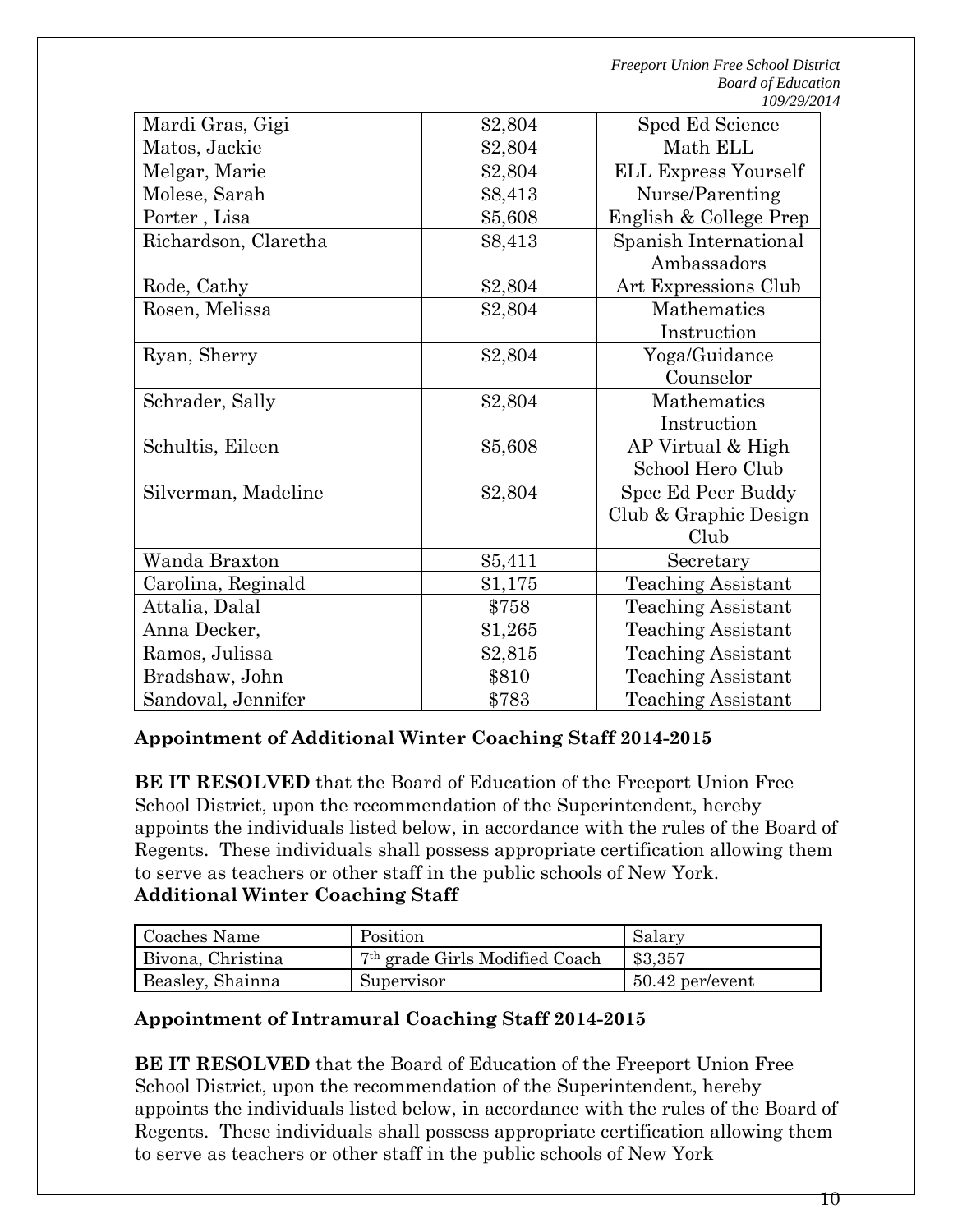| | | |
|---|---|---|
| Mardi Gras, Gigi | $2,804 | Sped Ed Science |
| Matos, Jackie | $2,804 | Math ELL |
| Melgar, Marie | $2,804 | ELL Express Yourself |
| Molese, Sarah | $8,413 | Nurse/Parenting |
| Porter , Lisa | $5,608 | English & College Prep |
| Richardson, Claretha | $8,413 | Spanish International Ambassadors |
| Rode, Cathy | $2,804 | Art Expressions Club |
| Rosen, Melissa | $2,804 | Mathematics Instruction |
| Ryan, Sherry | $2,804 | Yoga/Guidance Counselor |
| Schrader, Sally | $2,804 | Mathematics Instruction |
| Schultis, Eileen | $5,608 | AP Virtual & High School Hero Club |
| Silverman, Madeline | $2,804 | Spec Ed Peer Buddy Club & Graphic Design Club |
| Wanda Braxton | $5,411 | Secretary |
| Carolina, Reginald | $1,175 | Teaching Assistant |
| Attalia, Dalal | $758 | Teaching Assistant |
| Anna Decker, | $1,265 | Teaching Assistant |
| Ramos, Julissa | $2,815 | Teaching Assistant |
| Bradshaw, John | $810 | Teaching Assistant |
| Sandoval, Jennifer | $783 | Teaching Assistant |

**Appointment of Additional Winter Coaching Staff 2014-2015**

**BE IT RESOLVED** that the Board of Education of the Freeport Union Free School District, upon the recommendation of the Superintendent, hereby appoints the individuals listed below, in accordance with the rules of the Board of Regents. These individuals shall possess appropriate certification allowing them to serve as teachers or other staff in the public schools of New York.

**Additional Winter Coaching Staff**

| Coaches Name | Position | Salary |
|---|---|---|
| Bivona, Christina | 7th grade Girls Modified Coach | $3,357 |
| Beasley, Shainna | Supervisor | 50.42 per/event |

**Appointment of Intramural Coaching Staff 2014-2015**

**BE IT RESOLVED** that the Board of Education of the Freeport Union Free School District, upon the recommendation of the Superintendent, hereby appoints the individuals listed below, in accordance with the rules of the Board of Regents. These individuals shall possess appropriate certification allowing them to serve as teachers or other staff in the public schools of New York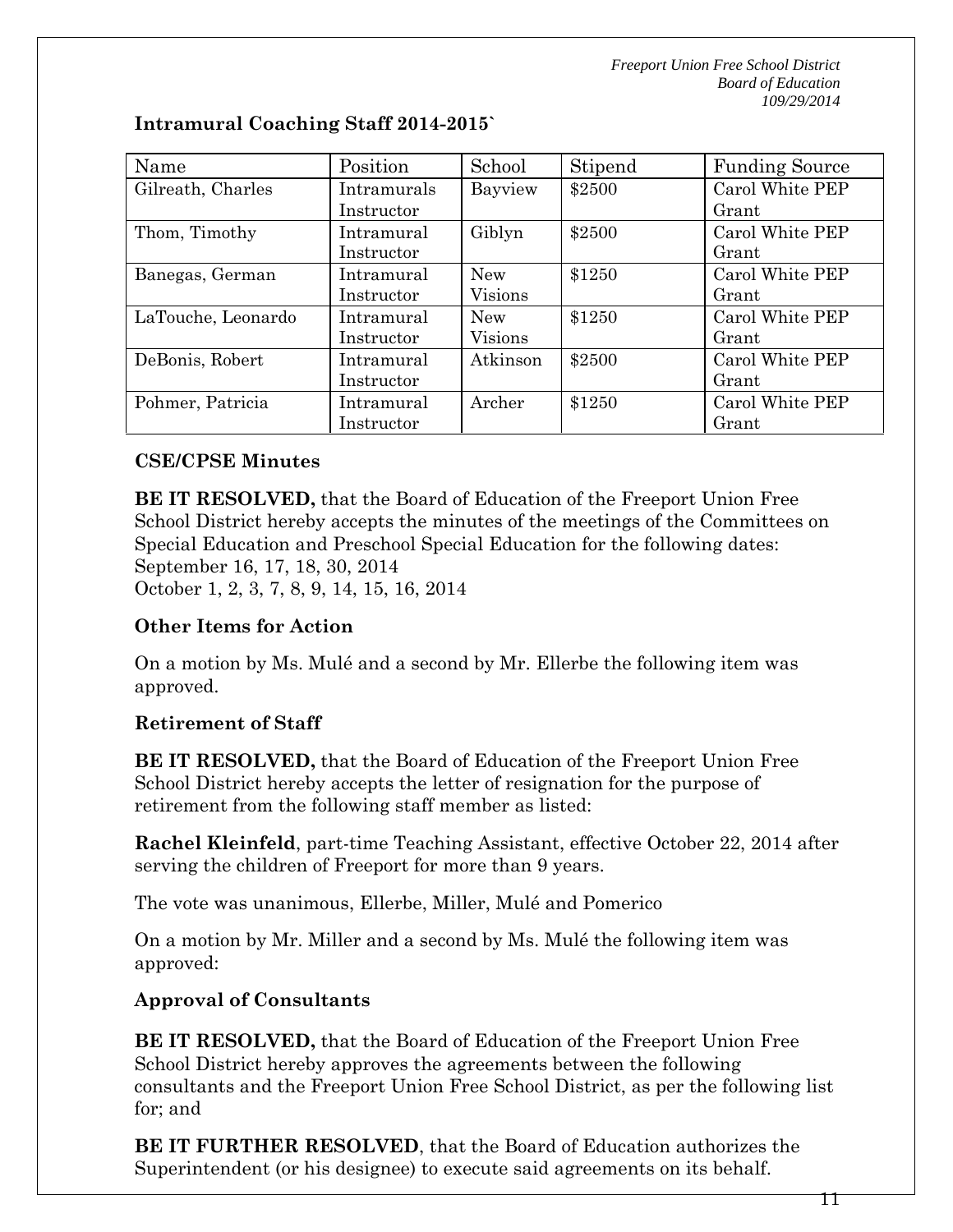**Intramural Coaching Staff 2014-2015`**

| Name | Position | School | Stipend | Funding Source |
|---|---|---|---|---|
| Gilreath, Charles | Intramurals Instructor | Bayview | $2500 | Carol White PEP Grant |
| Thom, Timothy | Intramural Instructor | Giblyn | $2500 | Carol White PEP Grant |
| Banegas, German | Intramural Instructor | New Visions | $1250 | Carol White PEP Grant |
| LaTouche, Leonardo | Intramural Instructor | New Visions | $1250 | Carol White PEP Grant |
| DeBonis, Robert | Intramural Instructor | Atkinson | $2500 | Carol White PEP Grant |
| Pohmer, Patricia | Intramural Instructor | Archer | $1250 | Carol White PEP Grant |

**CSE/CPSE Minutes**

**BE IT RESOLVED,** that the Board of Education of the Freeport Union Free School District hereby accepts the minutes of the meetings of the Committees on Special Education and Preschool Special Education for the following dates:
September 16, 17, 18, 30, 2014
October 1, 2, 3, 7, 8, 9, 14, 15, 16, 2014

**Other Items for Action**

On a motion by Ms. Mulé and a second by Mr. Ellerbe the following item was approved.

**Retirement of Staff**

**BE IT RESOLVED,** that the Board of Education of the Freeport Union Free School District hereby accepts the letter of resignation for the purpose of retirement from the following staff member as listed:

**Rachel Kleinfeld**, part-time Teaching Assistant, effective October 22, 2014 after serving the children of Freeport for more than 9 years.

The vote was unanimous, Ellerbe, Miller, Mulé and Pomerico

On a motion by Mr. Miller and a second by Ms. Mulé the following item was approved:

**Approval of Consultants**

**BE IT RESOLVED,** that the Board of Education of the Freeport Union Free School District hereby approves the agreements between the following consultants and the Freeport Union Free School District, as per the following list for; and

**BE IT FURTHER RESOLVED**, that the Board of Education authorizes the Superintendent (or his designee) to execute said agreements on its behalf.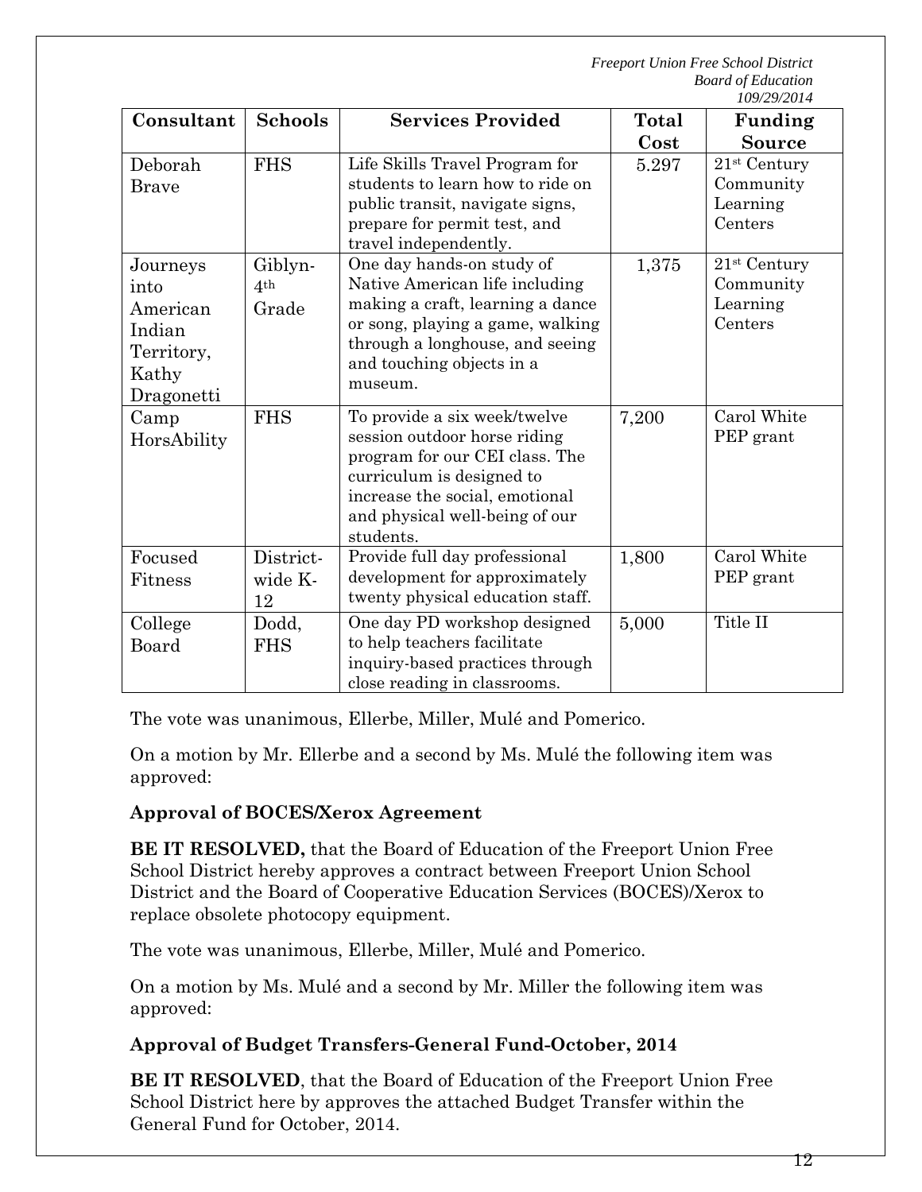| Consultant | Schools | Services Provided | Total Cost | Funding Source |
|---|---|---|---|---|
| Deborah Brave | FHS | Life Skills Travel Program for students to learn how to ride on public transit, navigate signs, prepare for permit test, and travel independently. | 5.297 | 21st Century Community Learning Centers |
| Journeys into American Indian Territory, Kathy Dragonetti | Giblyn- 4th Grade | One day hands-on study of Native American life including making a craft, learning a dance or song, playing a game, walking through a longhouse, and seeing and touching objects in a museum. | 1,375 | 21st Century Community Learning Centers |
| Camp HorsAbility | FHS | To provide a six week/twelve session outdoor horse riding program for our CEI class. The curriculum is designed to increase the social, emotional and physical well-being of our students. | 7,200 | Carol White PEP grant |
| Focused Fitness | District-wide K-12 | Provide full day professional development for approximately twenty physical education staff. | 1,800 | Carol White PEP grant |
| College Board | Dodd, FHS | One day PD workshop designed to help teachers facilitate inquiry-based practices through close reading in classrooms. | 5,000 | Title II |

The vote was unanimous, Ellerbe, Miller, Mulé and Pomerico.

On a motion by Mr. Ellerbe and a second by Ms. Mulé the following item was approved:

**Approval of BOCES/Xerox Agreement**

**BE IT RESOLVED,** that the Board of Education of the Freeport Union Free School District hereby approves a contract between Freeport Union School District and the Board of Cooperative Education Services (BOCES)/Xerox to replace obsolete photocopy equipment.

The vote was unanimous, Ellerbe, Miller, Mulé and Pomerico.

On a motion by Ms. Mulé and a second by Mr. Miller the following item was approved:

**Approval of Budget Transfers-General Fund-October, 2014**

**BE IT RESOLVED**, that the Board of Education of the Freeport Union Free School District here by approves the attached Budget Transfer within the General Fund for October, 2014.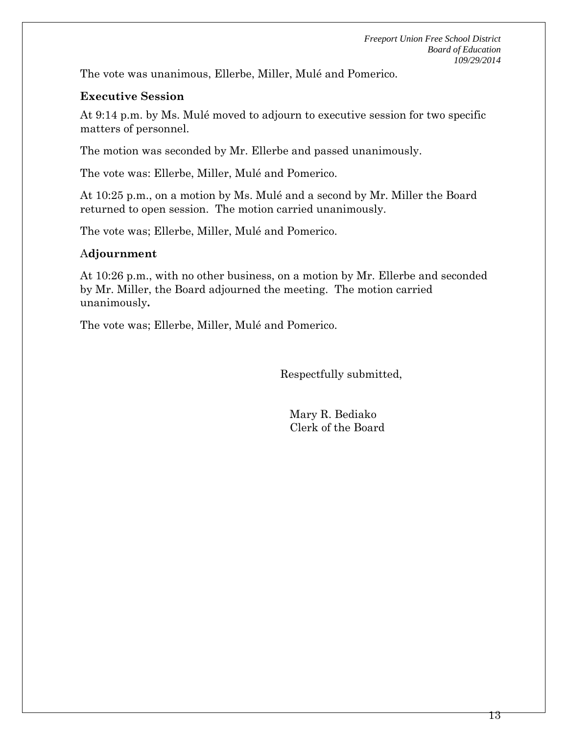The vote was unanimous, Ellerbe, Miller, Mulé and Pomerico.

### Executive Session

At 9:14 p.m. by Ms. Mulé moved to adjourn to executive session for two specific matters of personnel.

The motion was seconded by Mr. Ellerbe and passed unanimously.

The vote was: Ellerbe, Miller, Mulé and Pomerico.

At 10:25 p.m., on a motion by Ms. Mulé and a second by Mr. Miller the Board returned to open session. The motion carried unanimously.

The vote was; Ellerbe, Miller, Mulé and Pomerico.

### Adjournment

At 10:26 p.m., with no other business, on a motion by Mr. Ellerbe and seconded by Mr. Miller, the Board adjourned the meeting. The motion carried unanimously.

The vote was; Ellerbe, Miller, Mulé and Pomerico.

Respectfully submitted,

Mary R. Bediako
Clerk of the Board